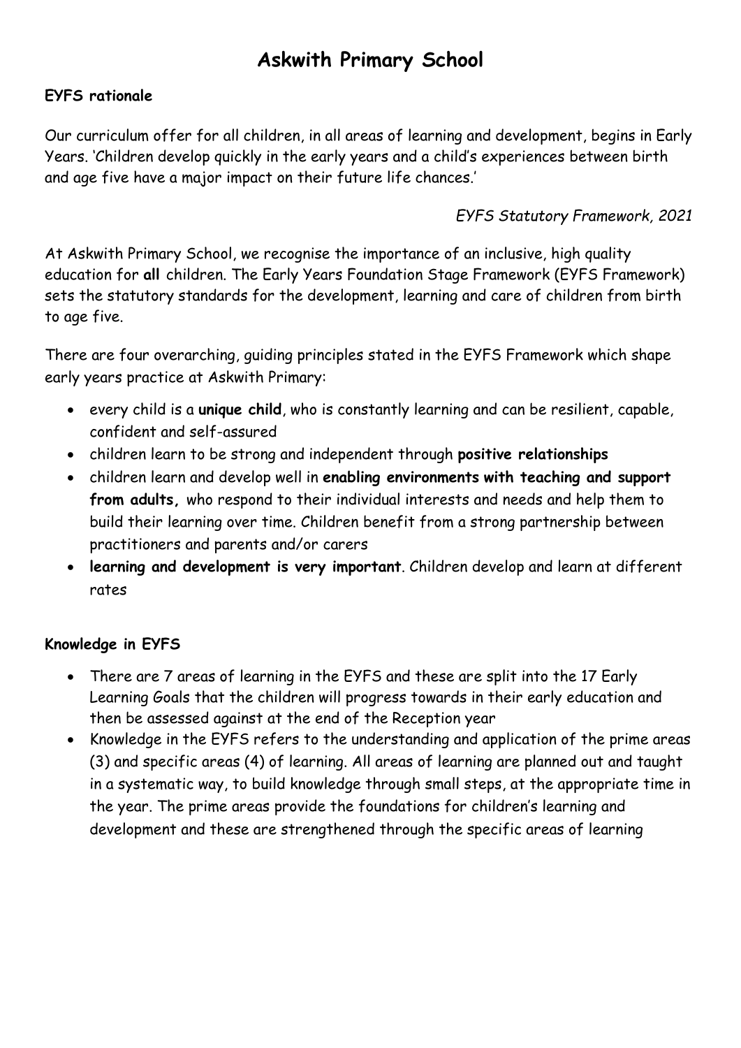# Askwith Primary School

**EYFS rationale**

Our curriculum offer for all children, in all areas of learning and development, begins in Early Years. 'Children develop quickly in the early years and a child's experiences between birth and age five have a major impact on their future life chances.'

*EYFS Statutory Framework, 2021*

At Askwith Primary School, we recognise the importance of an inclusive, high quality education for **all** children. The Early Years Foundation Stage Framework (EYFS Framework) sets the statutory standards for the development, learning and care of children from birth to age five.

There are four overarching, guiding principles stated in the EYFS Framework which shape early years practice at Askwith Primary:

- every child is a **unique child**, who is constantly learning and can be resilient, capable, confident and self-assured
- children learn to be strong and independent through **positive relationships**
- children learn and develop well in **enabling environments with teaching and support from adults,** who respond to their individual interests and needs and help them to build their learning over time. Children benefit from a strong partnership between practitioners and parents and/or carers
- **learning and development is very important**. Children develop and learn at different rates

**Knowledge in EYFS**

- There are 7 areas of learning in the EYFS and these are split into the 17 Early Learning Goals that the children will progress towards in their early education and then be assessed against at the end of the Reception year
- Knowledge in the EYFS refers to the understanding and application of the prime areas (3) and specific areas (4) of learning. All areas of learning are planned out and taught in a systematic way, to build knowledge through small steps, at the appropriate time in the year. The prime areas provide the foundations for children's learning and development and these are strengthened through the specific areas of learning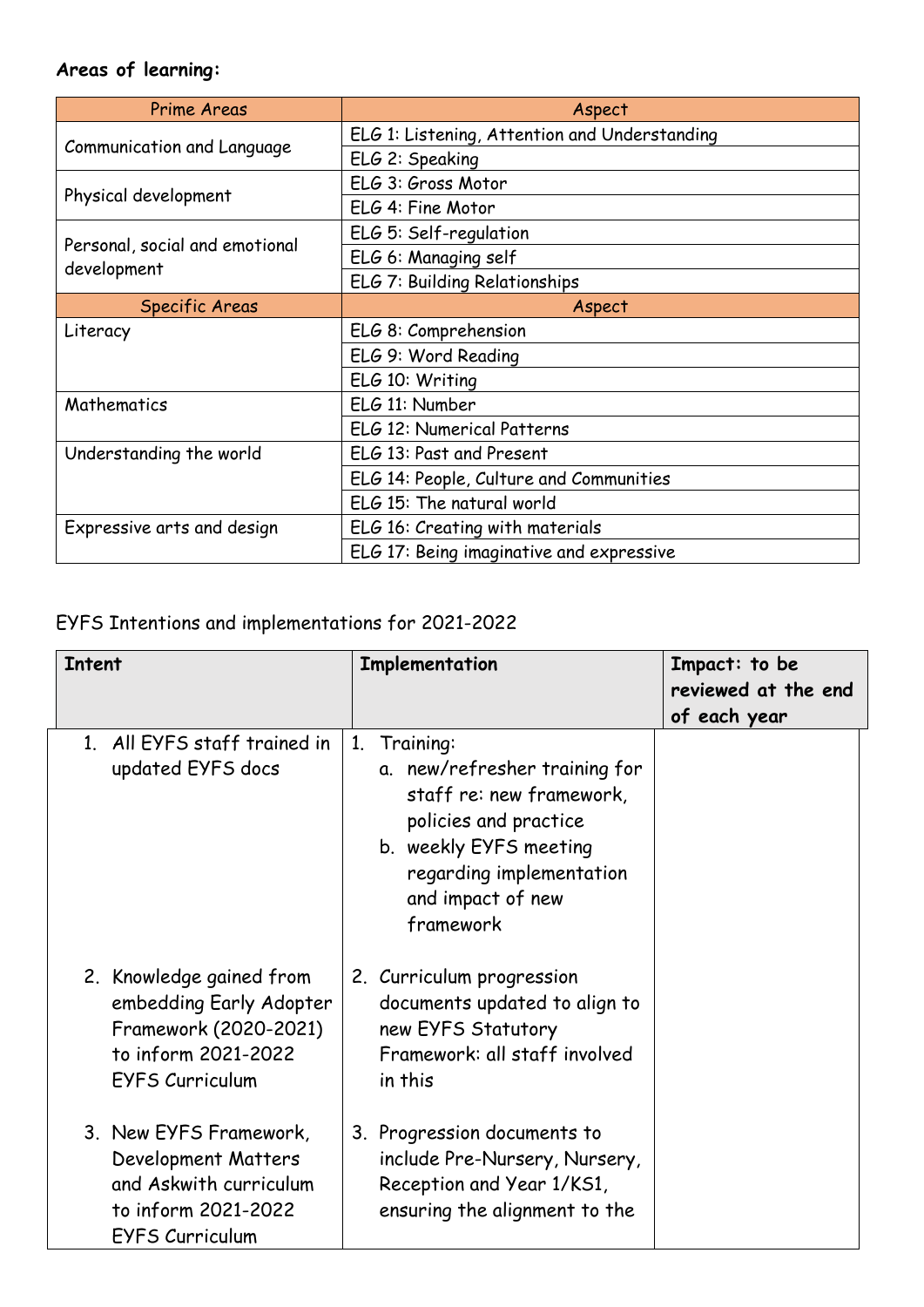**Areas of learning:**

| Prime Areas | Aspect |
|---|---|
| Communication and Language | ELG 1: Listening, Attention and Understanding |
| | ELG 2: Speaking |
| Physical development | ELG 3: Gross Motor |
| | ELG 4: Fine Motor |
| Personal, social and emotional development | ELG 5: Self-regulation |
| | ELG 6: Managing self |
| | ELG 7: Building Relationships |
| **Specific Areas** | **Aspect** |
| Literacy | ELG 8: Comprehension |
| | ELG 9: Word Reading |
| | ELG 10: Writing |
| Mathematics | ELG 11: Number |
| | ELG 12: Numerical Patterns |
| Understanding the world | ELG 13: Past and Present |
| | ELG 14: People, Culture and Communities |
| | ELG 15: The natural world |
| Expressive arts and design | ELG 16: Creating with materials |
| | ELG 17: Being imaginative and expressive |

EYFS Intentions and implementations for 2021-2022

| **Intent** | **Implementation** | **Impact: to be reviewed at the end of each year** |
|---|---|---|
| 1. All EYFS staff trained in updated EYFS docs | 1. Training: a. new/refresher training for staff re: new framework, policies and practice b. weekly EYFS meeting regarding implementation and impact of new framework | |
| 2. Knowledge gained from embedding Early Adopter Framework (2020-2021) to inform 2021-2022 EYFS Curriculum | 2. Curriculum progression documents updated to align to new EYFS Statutory Framework: all staff involved in this | |
| 3. New EYFS Framework, Development Matters and Askwith curriculum to inform 2021-2022 EYFS Curriculum | 3. Progression documents to include Pre-Nursery, Nursery, Reception and Year 1/KS1, ensuring the alignment to the | |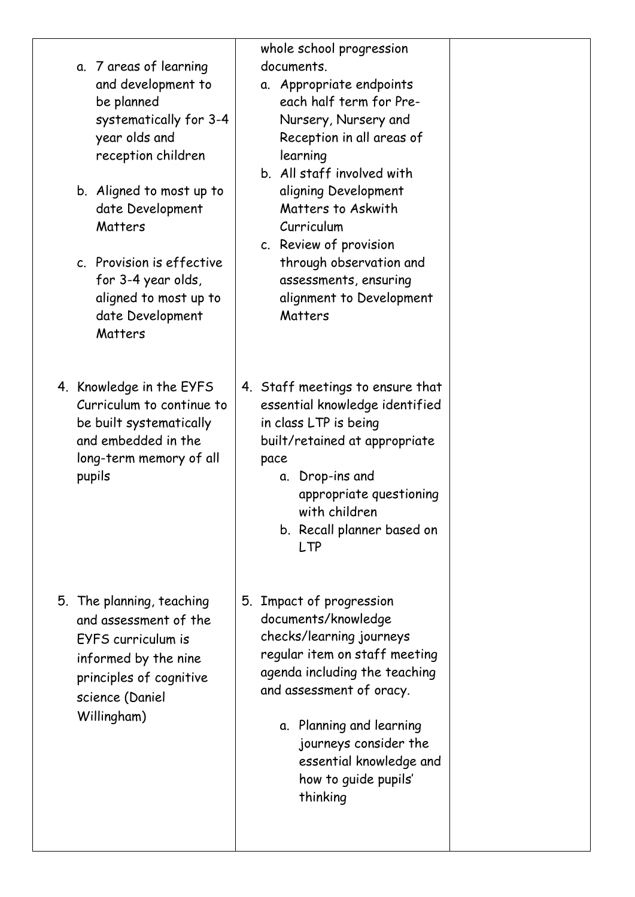| | | |
|---|---|---|
| a. 7 areas of learning and development to be planned systematically for 3-4 year olds and reception children<br><br>b. Aligned to most up to date Development Matters<br><br>c. Provision is effective for 3-4 year olds, aligned to most up to date Development Matters | whole school progression documents.<br>a. Appropriate endpoints each half term for Pre-Nursery, Nursery and Reception in all areas of learning<br>b. All staff involved with aligning Development Matters to Askwith Curriculum<br>c. Review of provision through observation and assessments, ensuring alignment to Development Matters | |
| 4. Knowledge in the EYFS Curriculum to continue to be built systematically and embedded in the long-term memory of all pupils | 4. Staff meetings to ensure that essential knowledge identified in class LTP is being built/retained at appropriate pace<br>a. Drop-ins and appropriate questioning with children<br>b. Recall planner based on LTP | |
| 5. The planning, teaching and assessment of the EYFS curriculum is informed by the nine principles of cognitive science (Daniel Willingham) | 5. Impact of progression documents/knowledge checks/learning journeys regular item on staff meeting agenda including the teaching and assessment of oracy.<br><br>a. Planning and learning journeys consider the essential knowledge and how to guide pupils' thinking | |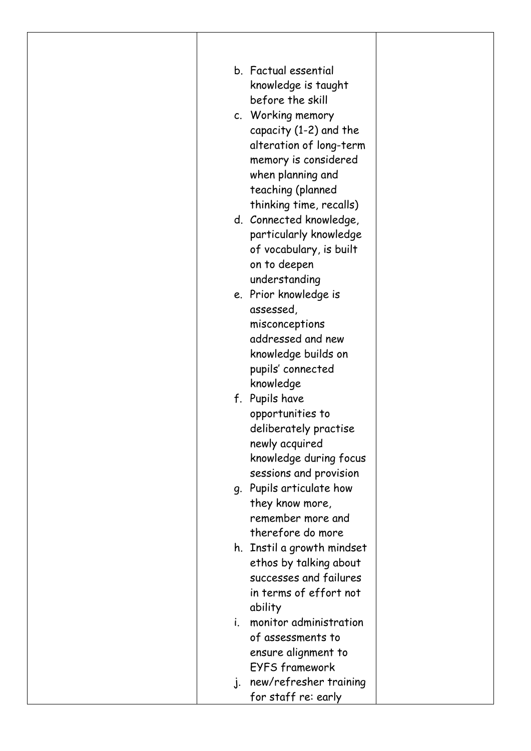| | | |
|---|---|---|
| | b. Factual essential knowledge is taught before the skill<br>c. Working memory capacity (1-2) and the alteration of long-term memory is considered when planning and teaching (planned thinking time, recalls)<br>d. Connected knowledge, particularly knowledge of vocabulary, is built on to deepen understanding<br>e. Prior knowledge is assessed, misconceptions addressed and new knowledge builds on pupils' connected knowledge<br>f. Pupils have opportunities to deliberately practise newly acquired knowledge during focus sessions and provision<br>g. Pupils articulate how they know more, remember more and therefore do more<br>h. Instil a growth mindset ethos by talking about successes and failures in terms of effort not ability<br>i. monitor administration of assessments to ensure alignment to EYFS framework<br>j. new/refresher training for staff re: early | |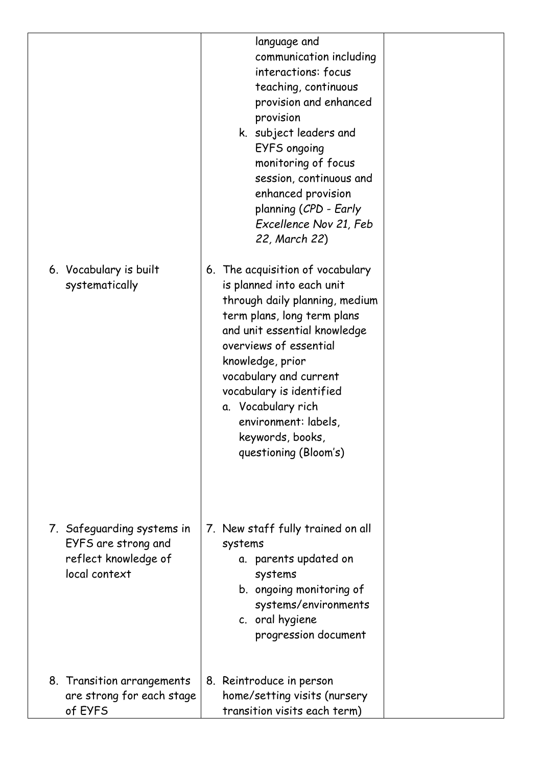| | | |
|---|---|---|
| | language and communication including interactions: focus teaching, continuous provision and enhanced provision<br>k. subject leaders and EYFS ongoing monitoring of focus session, continuous and enhanced provision planning (*CPD - Early Excellence Nov 21, Feb 22, March 22*) | |
| 6. Vocabulary is built systematically | 6. The acquisition of vocabulary is planned into each unit through daily planning, medium term plans, long term plans and unit essential knowledge overviews of essential knowledge, prior vocabulary and current vocabulary is identified<br>a. Vocabulary rich environment: labels, keywords, books, questioning (Bloom's) | |
| 7. Safeguarding systems in EYFS are strong and reflect knowledge of local context | 7. New staff fully trained on all systems<br>a. parents updated on systems<br>b. ongoing monitoring of systems/environments<br>c. oral hygiene progression document | |
| 8. Transition arrangements are strong for each stage of EYFS | 8. Reintroduce in person home/setting visits (nursery transition visits each term) | |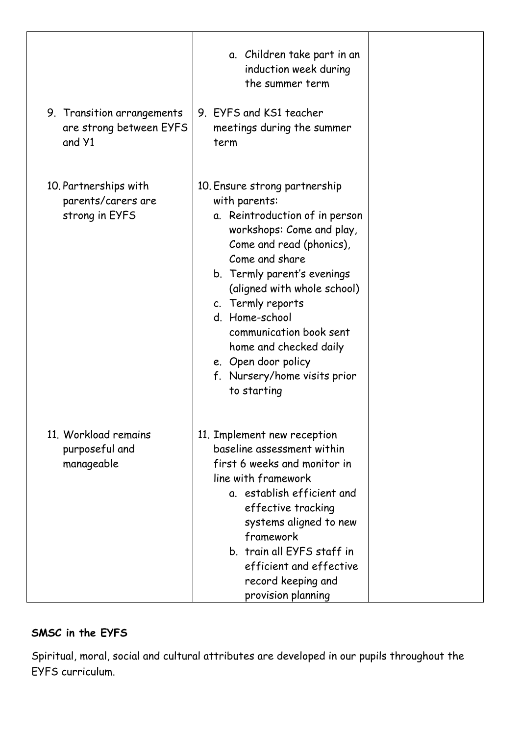| | | |
|---|---|---|
| | a. Children take part in an induction week during the summer term | |
| 9. Transition arrangements are strong between EYFS and Y1 | 9. EYFS and KS1 teacher meetings during the summer term | |
| 10. Partnerships with parents/carers are strong in EYFS | 10. Ensure strong partnership with parents:<br>a. Reintroduction of in person workshops: Come and play, Come and read (phonics), Come and share<br>b. Termly parent's evenings (aligned with whole school)<br>c. Termly reports<br>d. Home-school communication book sent home and checked daily<br>e. Open door policy<br>f. Nursery/home visits prior to starting | |
| 11. Workload remains purposeful and manageable | 11. Implement new reception baseline assessment within first 6 weeks and monitor in line with framework<br>a. establish efficient and effective tracking systems aligned to new framework<br>b. train all EYFS staff in efficient and effective record keeping and provision planning | |

**SMSC in the EYFS**

Spiritual, moral, social and cultural attributes are developed in our pupils throughout the EYFS curriculum.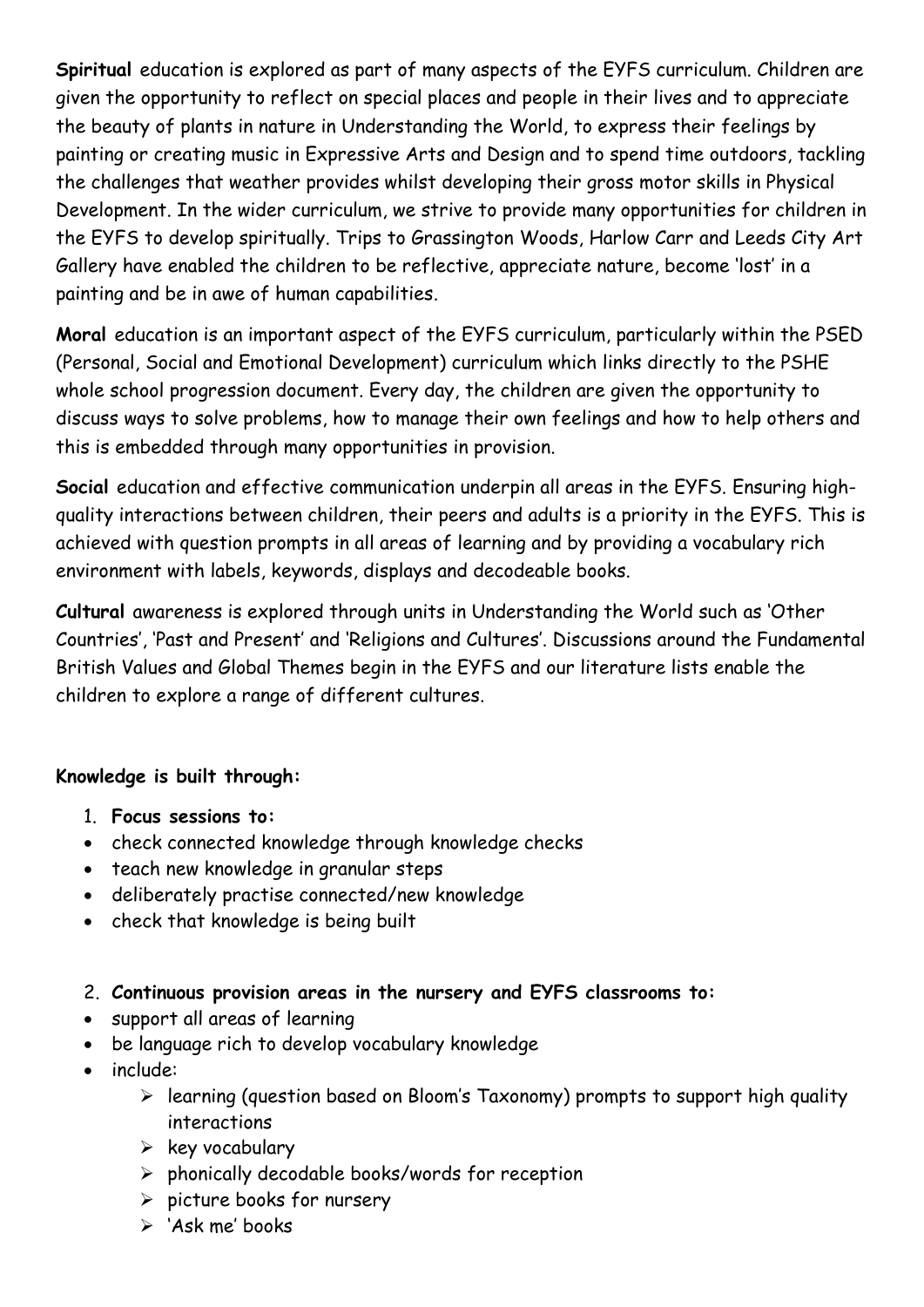**Spiritual** education is explored as part of many aspects of the EYFS curriculum. Children are given the opportunity to reflect on special places and people in their lives and to appreciate the beauty of plants in nature in Understanding the World, to express their feelings by painting or creating music in Expressive Arts and Design and to spend time outdoors, tackling the challenges that weather provides whilst developing their gross motor skills in Physical Development. In the wider curriculum, we strive to provide many opportunities for children in the EYFS to develop spiritually. Trips to Grassington Woods, Harlow Carr and Leeds City Art Gallery have enabled the children to be reflective, appreciate nature, become 'lost' in a painting and be in awe of human capabilities.

**Moral** education is an important aspect of the EYFS curriculum, particularly within the PSED (Personal, Social and Emotional Development) curriculum which links directly to the PSHE whole school progression document. Every day, the children are given the opportunity to discuss ways to solve problems, how to manage their own feelings and how to help others and this is embedded through many opportunities in provision.

**Social** education and effective communication underpin all areas in the EYFS. Ensuring high-quality interactions between children, their peers and adults is a priority in the EYFS. This is achieved with question prompts in all areas of learning and by providing a vocabulary rich environment with labels, keywords, displays and decodeable books.

**Cultural** awareness is explored through units in Understanding the World such as 'Other Countries', 'Past and Present' and 'Religions and Cultures'. Discussions around the Fundamental British Values and Global Themes begin in the EYFS and our literature lists enable the children to explore a range of different cultures.

**Knowledge is built through:**

1. **Focus sessions to:**

- check connected knowledge through knowledge checks
- teach new knowledge in granular steps
- deliberately practise connected/new knowledge
- check that knowledge is being built

2. **Continuous provision areas in the nursery and EYFS classrooms to:**

- support all areas of learning
- be language rich to develop vocabulary knowledge
- include:
  - learning (question based on Bloom's Taxonomy) prompts to support high quality interactions
  - key vocabulary
  - phonically decodable books/words for reception
  - picture books for nursery
  - 'Ask me' books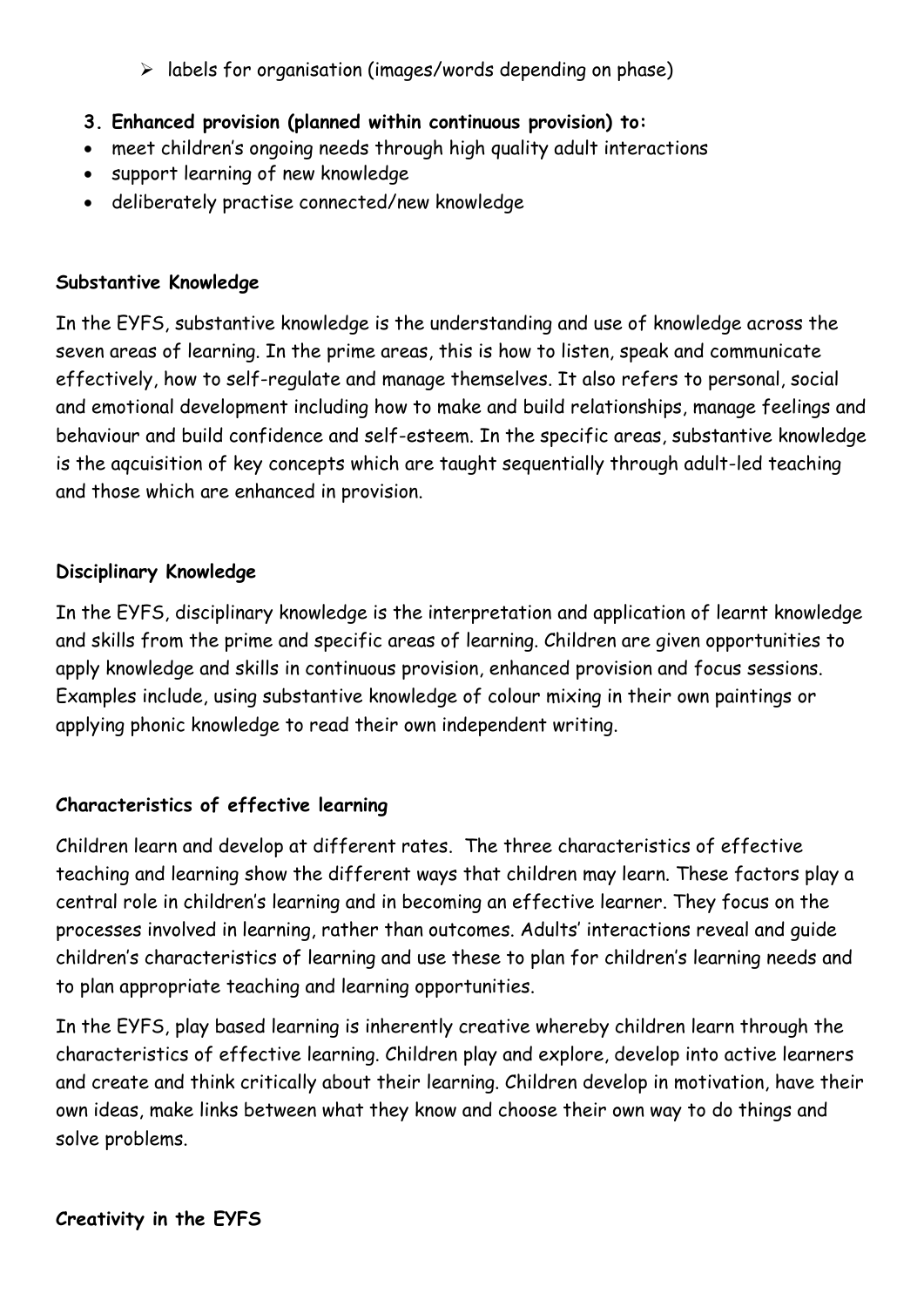- labels for organisation (images/words depending on phase)

3. **Enhanced provision (planned within continuous provision) to:**

- meet children's ongoing needs through high quality adult interactions
- support learning of new knowledge
- deliberately practise connected/new knowledge

**Substantive Knowledge**

In the EYFS, substantive knowledge is the understanding and use of knowledge across the seven areas of learning. In the prime areas, this is how to listen, speak and communicate effectively, how to self-regulate and manage themselves. It also refers to personal, social and emotional development including how to make and build relationships, manage feelings and behaviour and build confidence and self-esteem. In the specific areas, substantive knowledge is the aqcuisition of key concepts which are taught sequentially through adult-led teaching and those which are enhanced in provision.

**Disciplinary Knowledge**

In the EYFS, disciplinary knowledge is the interpretation and application of learnt knowledge and skills from the prime and specific areas of learning. Children are given opportunities to apply knowledge and skills in continuous provision, enhanced provision and focus sessions. Examples include, using substantive knowledge of colour mixing in their own paintings or applying phonic knowledge to read their own independent writing.

**Characteristics of effective learning**

Children learn and develop at different rates. The three characteristics of effective teaching and learning show the different ways that children may learn. These factors play a central role in children's learning and in becoming an effective learner. They focus on the processes involved in learning, rather than outcomes. Adults' interactions reveal and guide children's characteristics of learning and use these to plan for children's learning needs and to plan appropriate teaching and learning opportunities.

In the EYFS, play based learning is inherently creative whereby children learn through the characteristics of effective learning. Children play and explore, develop into active learners and create and think critically about their learning. Children develop in motivation, have their own ideas, make links between what they know and choose their own way to do things and solve problems.

**Creativity in the EYFS**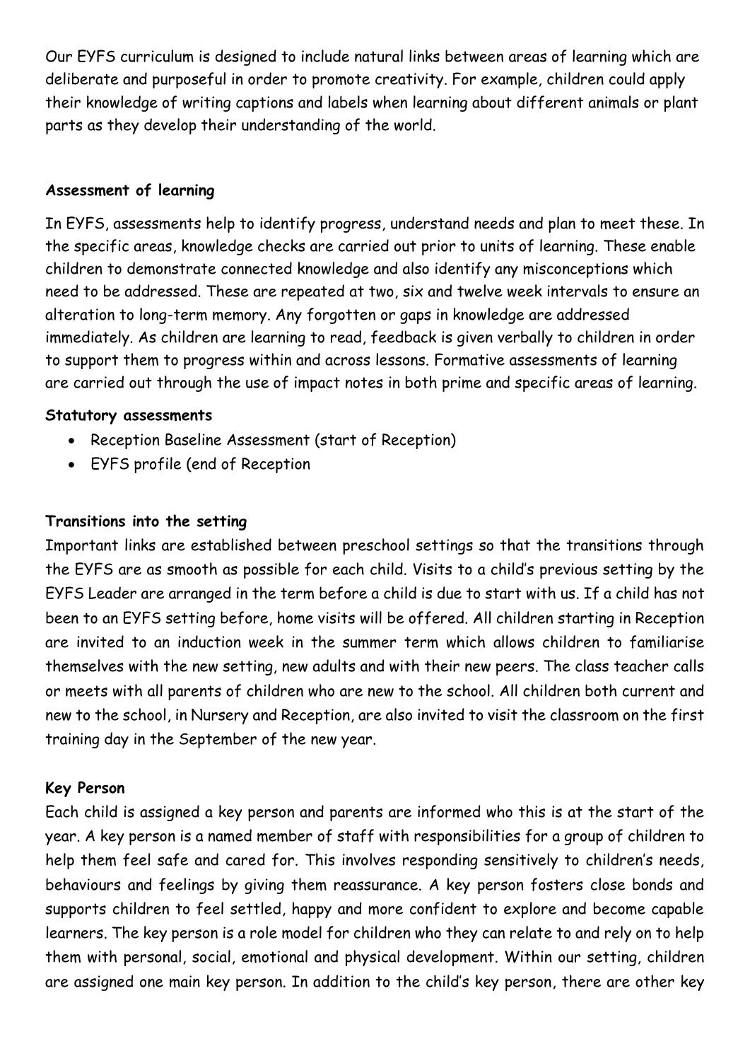Our EYFS curriculum is designed to include natural links between areas of learning which are deliberate and purposeful in order to promote creativity. For example, children could apply their knowledge of writing captions and labels when learning about different animals or plant parts as they develop their understanding of the world.

**Assessment of learning**

In EYFS, assessments help to identify progress, understand needs and plan to meet these. In the specific areas, knowledge checks are carried out prior to units of learning. These enable children to demonstrate connected knowledge and also identify any misconceptions which need to be addressed. These are repeated at two, six and twelve week intervals to ensure an alteration to long-term memory. Any forgotten or gaps in knowledge are addressed immediately. As children are learning to read, feedback is given verbally to children in order to support them to progress within and across lessons. Formative assessments of learning are carried out through the use of impact notes in both prime and specific areas of learning.

**Statutory assessments**

- Reception Baseline Assessment (start of Reception)
- EYFS profile (end of Reception

**Transitions into the setting**

Important links are established between preschool settings so that the transitions through the EYFS are as smooth as possible for each child. Visits to a child's previous setting by the EYFS Leader are arranged in the term before a child is due to start with us. If a child has not been to an EYFS setting before, home visits will be offered. All children starting in Reception are invited to an induction week in the summer term which allows children to familiarise themselves with the new setting, new adults and with their new peers. The class teacher calls or meets with all parents of children who are new to the school. All children both current and new to the school, in Nursery and Reception, are also invited to visit the classroom on the first training day in the September of the new year.

**Key Person**

Each child is assigned a key person and parents are informed who this is at the start of the year. A key person is a named member of staff with responsibilities for a group of children to help them feel safe and cared for. This involves responding sensitively to children's needs, behaviours and feelings by giving them reassurance. A key person fosters close bonds and supports children to feel settled, happy and more confident to explore and become capable learners. The key person is a role model for children who they can relate to and rely on to help them with personal, social, emotional and physical development. Within our setting, children are assigned one main key person. In addition to the child's key person, there are other key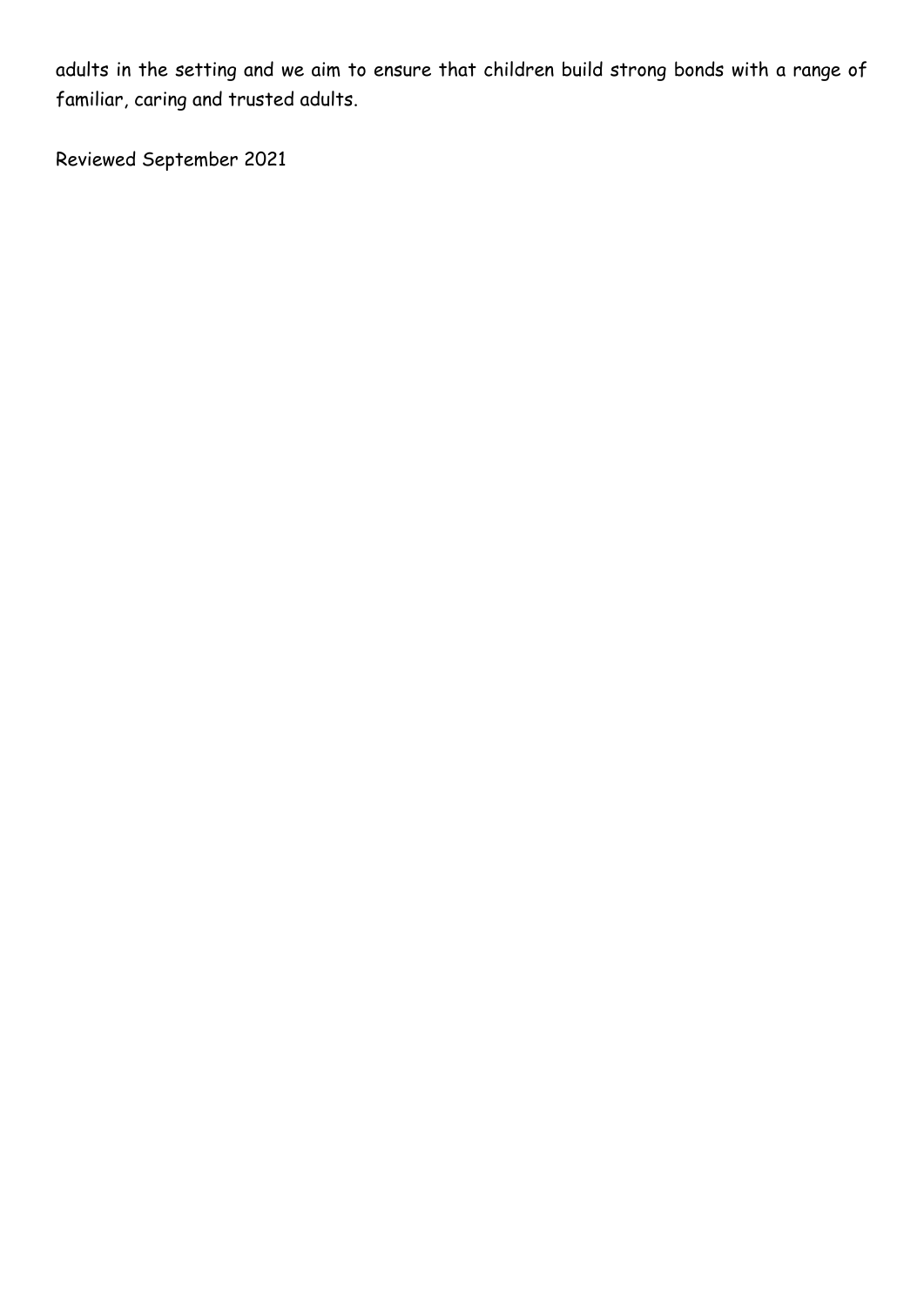adults in the setting and we aim to ensure that children build strong bonds with a range of familiar, caring and trusted adults.

Reviewed September 2021